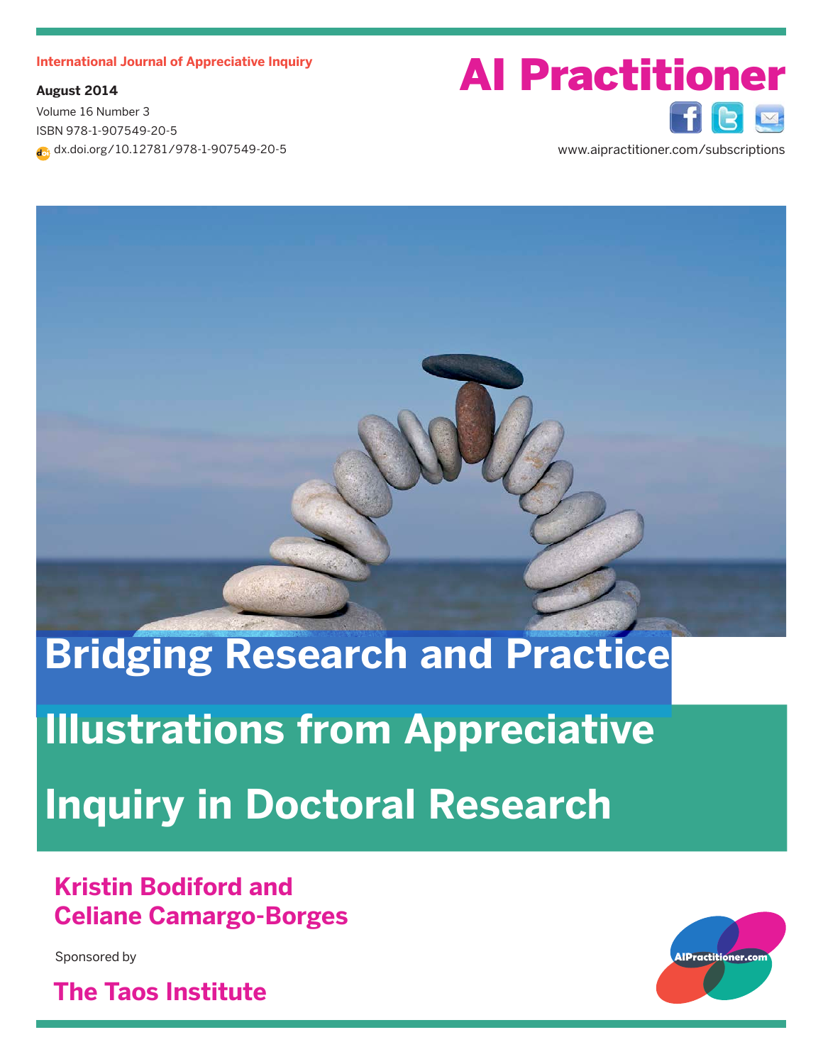International Journal of Appreciative Inquiry

**August 2014**

Volume 16 Number 3

ISBN 978-1-907549-20-5

dx.doi.org/10.12781/978-1-907549-20-5

# AI Practitioner

www.aipractitioner.com/subscriptions

# Bridging Research and Practice Illustrations from Appreciative Inquiry in Doctoral Research

## Kristin Bodiford and Celiane Camargo-Borges

Sponsored by

**The Taos Institute**

AIPractitioner.com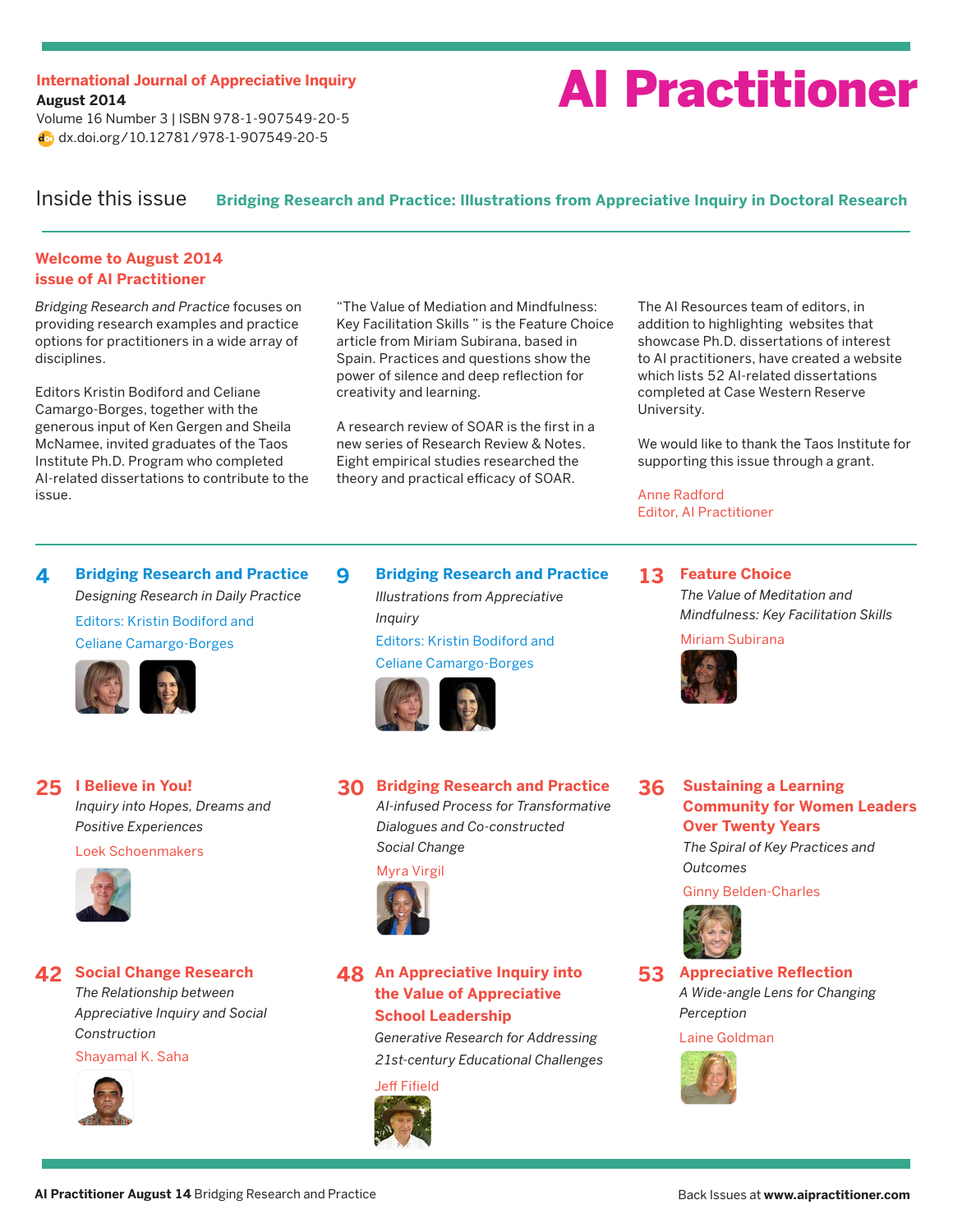International Journal of Appreciative Inquiry
**August 2014**
Volume 16 Number 3 | ISBN 978-1-907549-20-5
dx.doi.org/10.12781/978-1-907549-20-5

# AI Practitioner

Inside this issue **Bridging Research and Practice: Illustrations from Appreciative Inquiry in Doctoral Research**

## Welcome to August 2014 issue of AI Practitioner

*Bridging Research and Practice* focuses on providing research examples and practice options for practitioners in a wide array of disciplines.

Editors Kristin Bodiford and Celiane Camargo-Borges, together with the generous input of Ken Gergen and Sheila McNamee, invited graduates of the Taos Institute Ph.D. Program who completed AI-related dissertations to contribute to the issue.

"The Value of Mediation and Mindfulness: Key Facilitation Skills " is the Feature Choice article from Miriam Subirana, based in Spain. Practices and questions show the power of silence and deep reflection for creativity and learning.

A research review of SOAR is the first in a new series of Research Review & Notes. Eight empirical studies researched the theory and practical efficacy of SOAR.

The AI Resources team of editors, in addition to highlighting websites that showcase Ph.D. dissertations of interest to AI practitioners, have created a website which lists 52 AI-related dissertations completed at Case Western Reserve University.

We would like to thank the Taos Institute for supporting this issue through a grant.

Anne Radford
Editor, AI Practitioner

---

**4 Bridging Research and Practice**
*Designing Research in Daily Practice*
Editors: Kristin Bodiford and Celiane Camargo-Borges

**9 Bridging Research and Practice**
*Illustrations from Appreciative Inquiry*
Editors: Kristin Bodiford and Celiane Camargo-Borges

**13 Feature Choice**
*The Value of Meditation and Mindfulness: Key Facilitation Skills*
Miriam Subirana

**25 I Believe in You!**
*Inquiry into Hopes, Dreams and Positive Experiences*
Loek Schoenmakers

**30 Bridging Research and Practice**
*AI-infused Process for Transformative Dialogues and Co-constructed Social Change*
Myra Virgil

**36 Sustaining a Learning Community for Women Leaders Over Twenty Years**
*The Spiral of Key Practices and Outcomes*
Ginny Belden-Charles

**42 Social Change Research**
*The Relationship between Appreciative Inquiry and Social Construction*
Shayamal K. Saha

**48 An Appreciative Inquiry into the Value of Appreciative School Leadership**
*Generative Research for Addressing 21st-century Educational Challenges*
Jeff Fifield

**53 Appreciative Reflection**
*A Wide-angle Lens for Changing Perception*
Laine Goldman

Back Issues at **www.aipractitioner.com**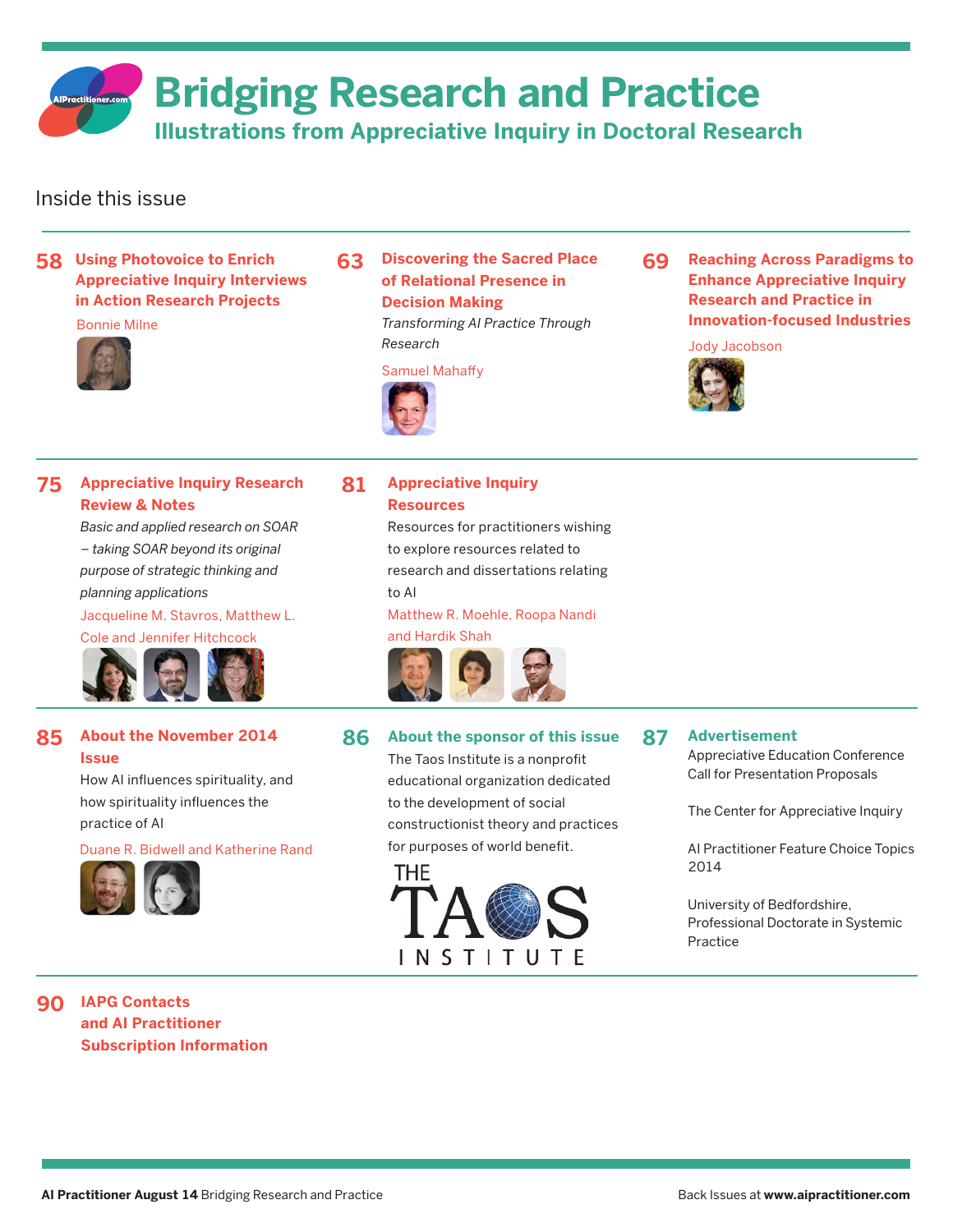# Bridging Research and Practice

## Illustrations from Appreciative Inquiry in Doctoral Research

Inside this issue

**58 Using Photovoice to Enrich Appreciative Inquiry Interviews in Action Research Projects**
Bonnie Milne

**63 Discovering the Sacred Place of Relational Presence in Decision Making**
*Transforming AI Practice Through Research*
Samuel Mahaffy

**69 Reaching Across Paradigms to Enhance Appreciative Inquiry Research and Practice in Innovation-focused Industries**
Jody Jacobson

**75 Appreciative Inquiry Research Review & Notes**
*Basic and applied research on SOAR – taking SOAR beyond its original purpose of strategic thinking and planning applications*
Jacqueline M. Stavros, Matthew L. Cole and Jennifer Hitchcock

**81 Appreciative Inquiry Resources**
Resources for practitioners wishing to explore resources related to research and dissertations relating to AI
Matthew R. Moehle, Roopa Nandi and Hardik Shah

**85 About the November 2014 Issue**
How AI influences spirituality, and how spirituality influences the practice of AI
Duane R. Bidwell and Katherine Rand

**86 About the sponsor of this issue**
The Taos Institute is a nonprofit educational organization dedicated to the development of social constructionist theory and practices for purposes of world benefit.

THE TAOS INSTITUTE

**87 Advertisement**
Appreciative Education Conference Call for Presentation Proposals

The Center for Appreciative Inquiry

AI Practitioner Feature Choice Topics 2014

University of Bedfordshire, Professional Doctorate in Systemic Practice

**90 IAPG Contacts and AI Practitioner Subscription Information**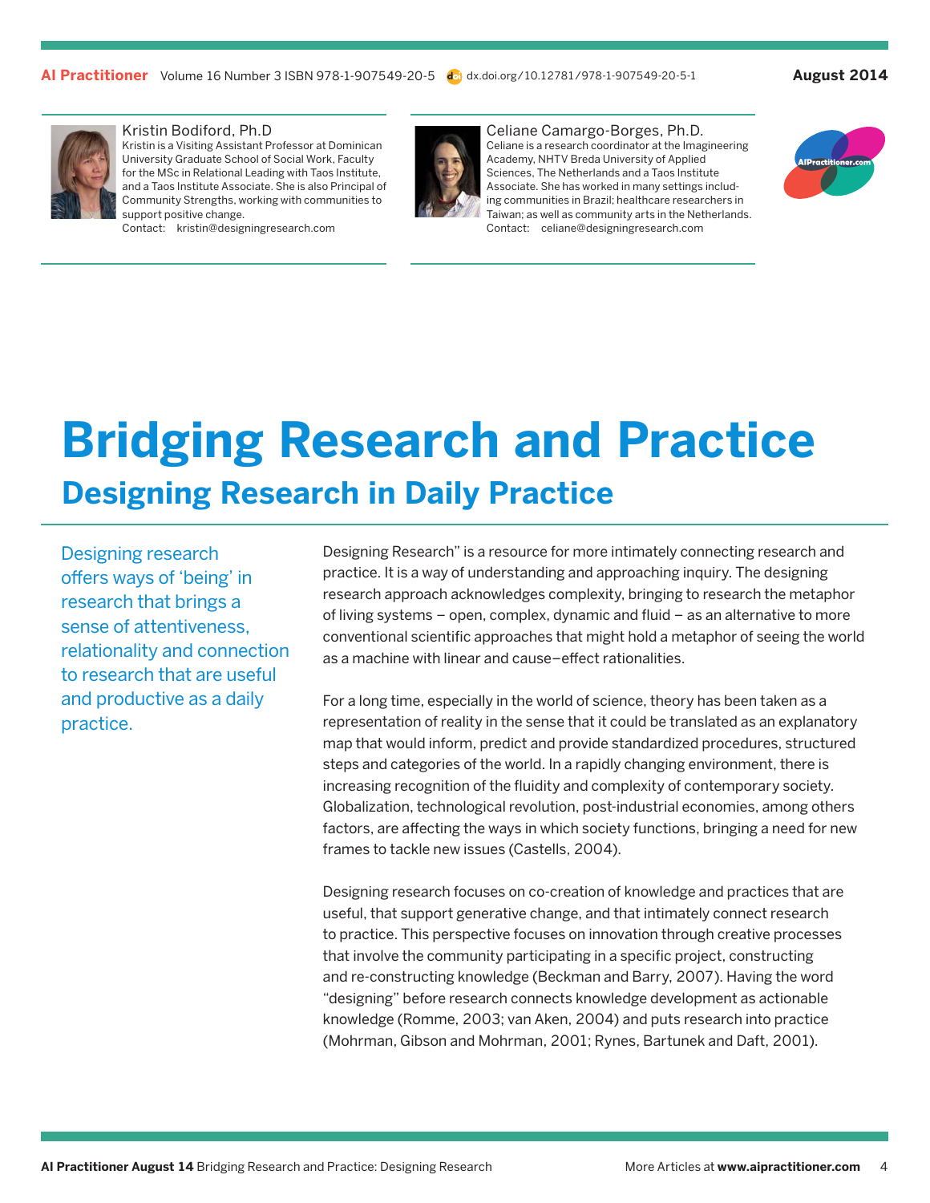Kristin Bodiford, Ph.D
Kristin is a Visiting Assistant Professor at Dominican University Graduate School of Social Work, Faculty for the MSc in Relational Leading with Taos Institute, and a Taos Institute Associate. She is also Principal of Community Strengths, working with communities to support positive change.
Contact: kristin@designingresearch.com

Celiane Camargo-Borges, Ph.D.
Celiane is a research coordinator at the Imagineering Academy, NHTV Breda University of Applied Sciences, The Netherlands and a Taos Institute Associate. She has worked in many settings including communities in Brazil; healthcare researchers in Taiwan; as well as community arts in the Netherlands.
Contact: celiane@designingresearch.com

# Bridging Research and Practice

## Designing Research in Daily Practice

Designing research offers ways of 'being' in research that brings a sense of attentiveness, relationality and connection to research that are useful and productive as a daily practice.

Designing Research" is a resource for more intimately connecting research and practice. It is a way of understanding and approaching inquiry. The designing research approach acknowledges complexity, bringing to research the metaphor of living systems – open, complex, dynamic and fluid – as an alternative to more conventional scientific approaches that might hold a metaphor of seeing the world as a machine with linear and cause–effect rationalities.

For a long time, especially in the world of science, theory has been taken as a representation of reality in the sense that it could be translated as an explanatory map that would inform, predict and provide standardized procedures, structured steps and categories of the world. In a rapidly changing environment, there is increasing recognition of the fluidity and complexity of contemporary society. Globalization, technological revolution, post-industrial economies, among others factors, are affecting the ways in which society functions, bringing a need for new frames to tackle new issues (Castells, 2004).

Designing research focuses on co-creation of knowledge and practices that are useful, that support generative change, and that intimately connect research to practice. This perspective focuses on innovation through creative processes that involve the community participating in a specific project, constructing and re-constructing knowledge (Beckman and Barry, 2007). Having the word "designing" before research connects knowledge development as actionable knowledge (Romme, 2003; van Aken, 2004) and puts research into practice (Mohrman, Gibson and Mohrman, 2001; Rynes, Bartunek and Daft, 2001).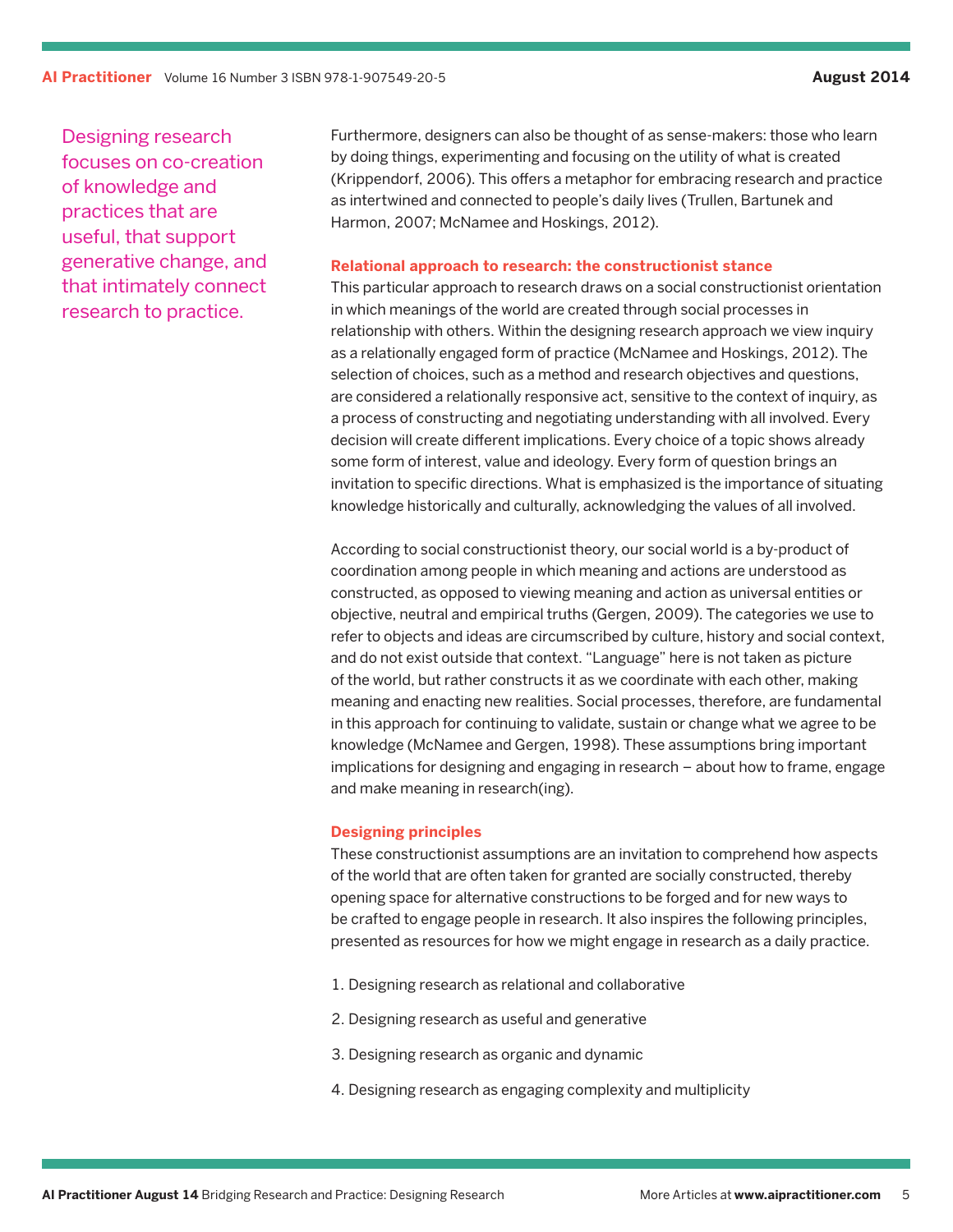> Designing research focuses on co-creation of knowledge and practices that are useful, that support generative change, and that intimately connect research to practice.

Furthermore, designers can also be thought of as sense-makers: those who learn by doing things, experimenting and focusing on the utility of what is created (Krippendorf, 2006). This offers a metaphor for embracing research and practice as intertwined and connected to people's daily lives (Trullen, Bartunek and Harmon, 2007; McNamee and Hoskings, 2012).

### Relational approach to research: the constructionist stance

This particular approach to research draws on a social constructionist orientation in which meanings of the world are created through social processes in relationship with others. Within the designing research approach we view inquiry as a relationally engaged form of practice (McNamee and Hoskings, 2012). The selection of choices, such as a method and research objectives and questions, are considered a relationally responsive act, sensitive to the context of inquiry, as a process of constructing and negotiating understanding with all involved. Every decision will create different implications. Every choice of a topic shows already some form of interest, value and ideology. Every form of question brings an invitation to specific directions. What is emphasized is the importance of situating knowledge historically and culturally, acknowledging the values of all involved.

According to social constructionist theory, our social world is a by-product of coordination among people in which meaning and actions are understood as constructed, as opposed to viewing meaning and action as universal entities or objective, neutral and empirical truths (Gergen, 2009). The categories we use to refer to objects and ideas are circumscribed by culture, history and social context, and do not exist outside that context. "Language" here is not taken as picture of the world, but rather constructs it as we coordinate with each other, making meaning and enacting new realities. Social processes, therefore, are fundamental in this approach for continuing to validate, sustain or change what we agree to be knowledge (McNamee and Gergen, 1998). These assumptions bring important implications for designing and engaging in research – about how to frame, engage and make meaning in research(ing).

### Designing principles

These constructionist assumptions are an invitation to comprehend how aspects of the world that are often taken for granted are socially constructed, thereby opening space for alternative constructions to be forged and for new ways to be crafted to engage people in research. It also inspires the following principles, presented as resources for how we might engage in research as a daily practice.

1. Designing research as relational and collaborative
2. Designing research as useful and generative
3. Designing research as organic and dynamic
4. Designing research as engaging complexity and multiplicity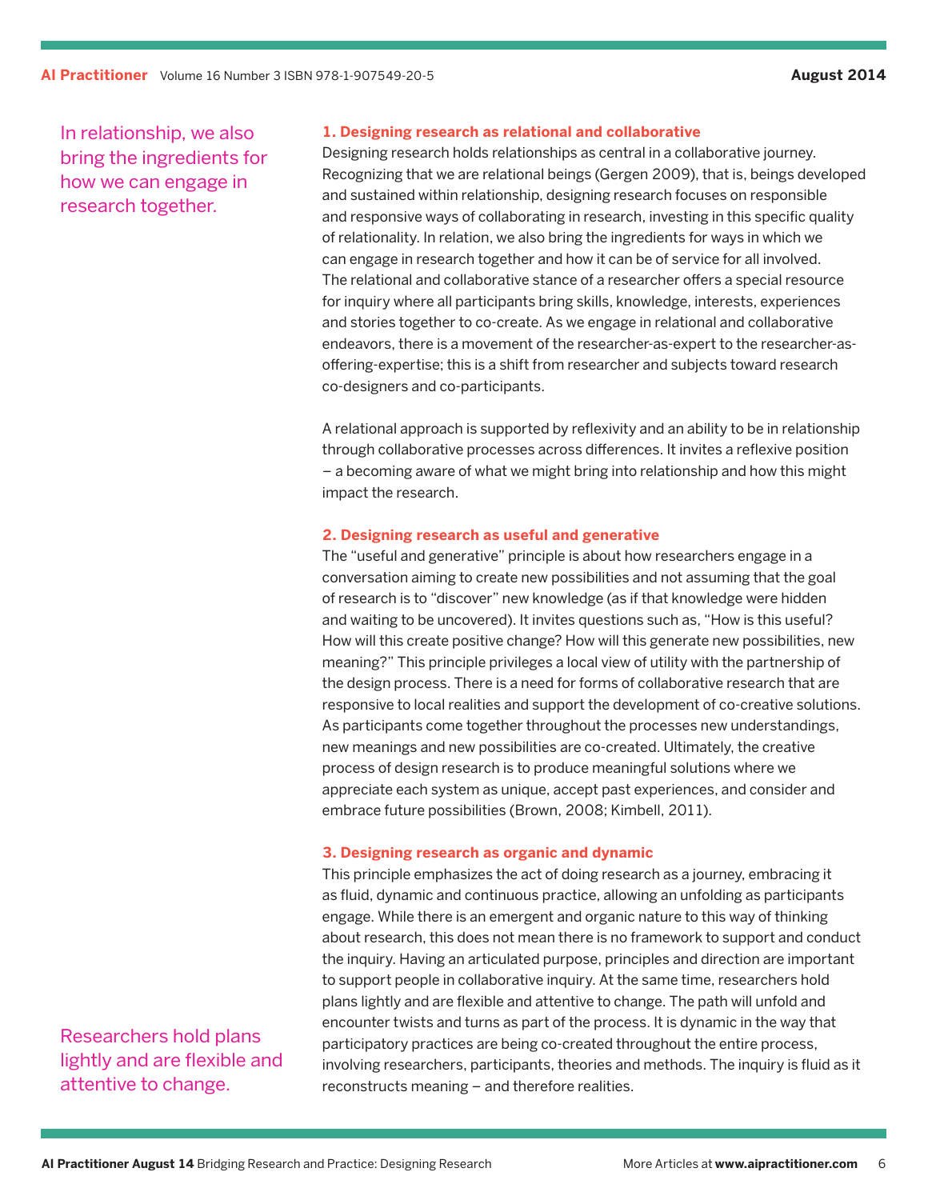> In relationship, we also bring the ingredients for how we can engage in research together.

### 1. Designing research as relational and collaborative

Designing research holds relationships as central in a collaborative journey. Recognizing that we are relational beings (Gergen 2009), that is, beings developed and sustained within relationship, designing research focuses on responsible and responsive ways of collaborating in research, investing in this specific quality of relationality. In relation, we also bring the ingredients for ways in which we can engage in research together and how it can be of service for all involved. The relational and collaborative stance of a researcher offers a special resource for inquiry where all participants bring skills, knowledge, interests, experiences and stories together to co-create. As we engage in relational and collaborative endeavors, there is a movement of the researcher-as-expert to the researcher-as-offering-expertise; this is a shift from researcher and subjects toward research co-designers and co-participants.

A relational approach is supported by reflexivity and an ability to be in relationship through collaborative processes across differences. It invites a reflexive position – a becoming aware of what we might bring into relationship and how this might impact the research.

### 2. Designing research as useful and generative

The "useful and generative" principle is about how researchers engage in a conversation aiming to create new possibilities and not assuming that the goal of research is to "discover" new knowledge (as if that knowledge were hidden and waiting to be uncovered). It invites questions such as, "How is this useful? How will this create positive change? How will this generate new possibilities, new meaning?" This principle privileges a local view of utility with the partnership of the design process. There is a need for forms of collaborative research that are responsive to local realities and support the development of co-creative solutions. As participants come together throughout the processes new understandings, new meanings and new possibilities are co-created. Ultimately, the creative process of design research is to produce meaningful solutions where we appreciate each system as unique, accept past experiences, and consider and embrace future possibilities (Brown, 2008; Kimbell, 2011).

### 3. Designing research as organic and dynamic

This principle emphasizes the act of doing research as a journey, embracing it as fluid, dynamic and continuous practice, allowing an unfolding as participants engage. While there is an emergent and organic nature to this way of thinking about research, this does not mean there is no framework to support and conduct the inquiry. Having an articulated purpose, principles and direction are important to support people in collaborative inquiry. At the same time, researchers hold plans lightly and are flexible and attentive to change. The path will unfold and encounter twists and turns as part of the process. It is dynamic in the way that participatory practices are being co-created throughout the entire process, involving researchers, participants, theories and methods. The inquiry is fluid as it reconstructs meaning – and therefore realities.

> Researchers hold plans lightly and are flexible and attentive to change.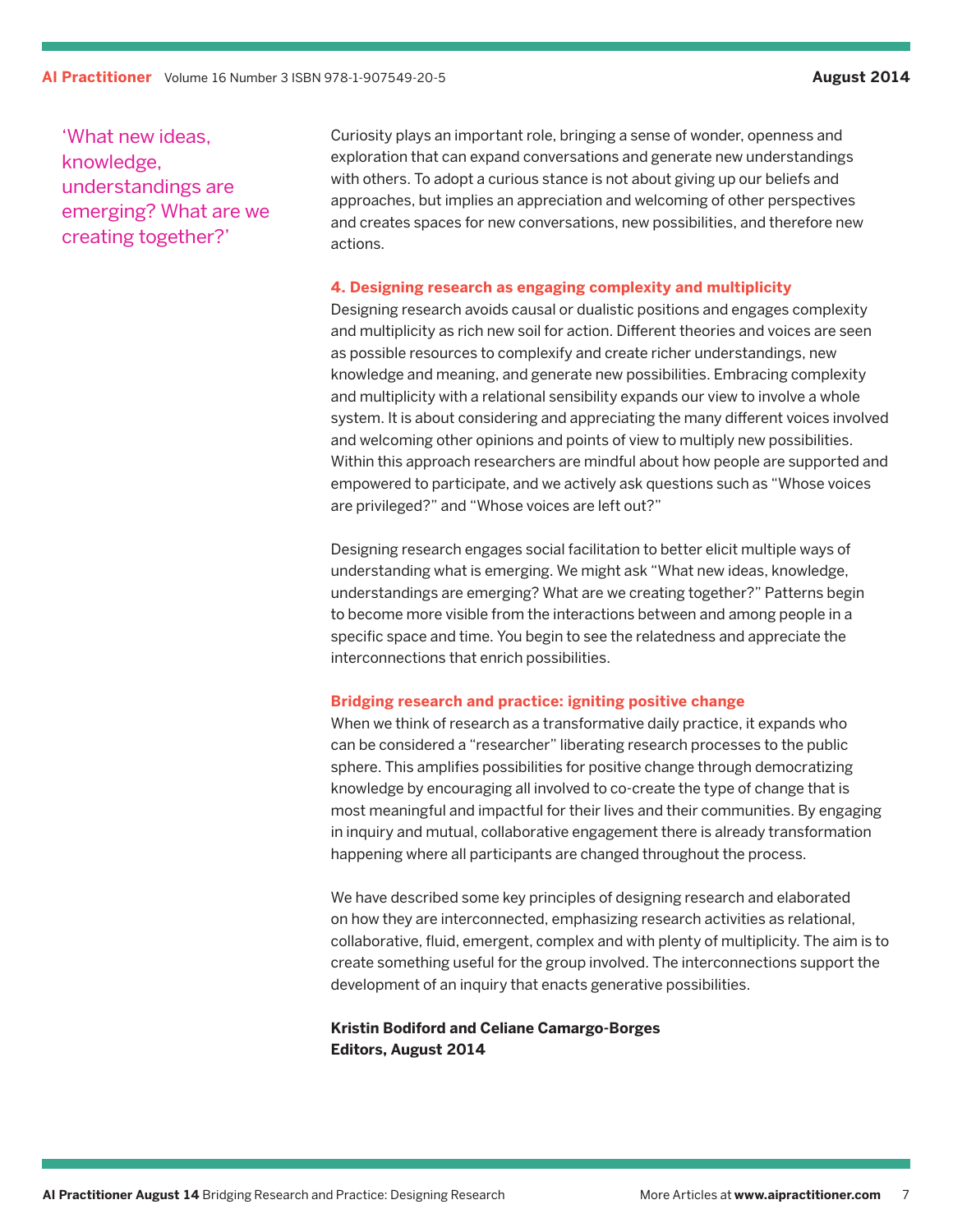> 'What new ideas, knowledge, understandings are emerging? What are we creating together?'

Curiosity plays an important role, bringing a sense of wonder, openness and exploration that can expand conversations and generate new understandings with others. To adopt a curious stance is not about giving up our beliefs and approaches, but implies an appreciation and welcoming of other perspectives and creates spaces for new conversations, new possibilities, and therefore new actions.

### 4. Designing research as engaging complexity and multiplicity

Designing research avoids causal or dualistic positions and engages complexity and multiplicity as rich new soil for action. Different theories and voices are seen as possible resources to complexify and create richer understandings, new knowledge and meaning, and generate new possibilities. Embracing complexity and multiplicity with a relational sensibility expands our view to involve a whole system. It is about considering and appreciating the many different voices involved and welcoming other opinions and points of view to multiply new possibilities. Within this approach researchers are mindful about how people are supported and empowered to participate, and we actively ask questions such as "Whose voices are privileged?" and "Whose voices are left out?"

Designing research engages social facilitation to better elicit multiple ways of understanding what is emerging. We might ask "What new ideas, knowledge, understandings are emerging? What are we creating together?" Patterns begin to become more visible from the interactions between and among people in a specific space and time. You begin to see the relatedness and appreciate the interconnections that enrich possibilities.

### Bridging research and practice: igniting positive change

When we think of research as a transformative daily practice, it expands who can be considered a "researcher" liberating research processes to the public sphere. This amplifies possibilities for positive change through democratizing knowledge by encouraging all involved to co-create the type of change that is most meaningful and impactful for their lives and their communities. By engaging in inquiry and mutual, collaborative engagement there is already transformation happening where all participants are changed throughout the process.

We have described some key principles of designing research and elaborated on how they are interconnected, emphasizing research activities as relational, collaborative, fluid, emergent, complex and with plenty of multiplicity. The aim is to create something useful for the group involved. The interconnections support the development of an inquiry that enacts generative possibilities.

**Kristin Bodiford and Celiane Camargo-Borges**
**Editors, August 2014**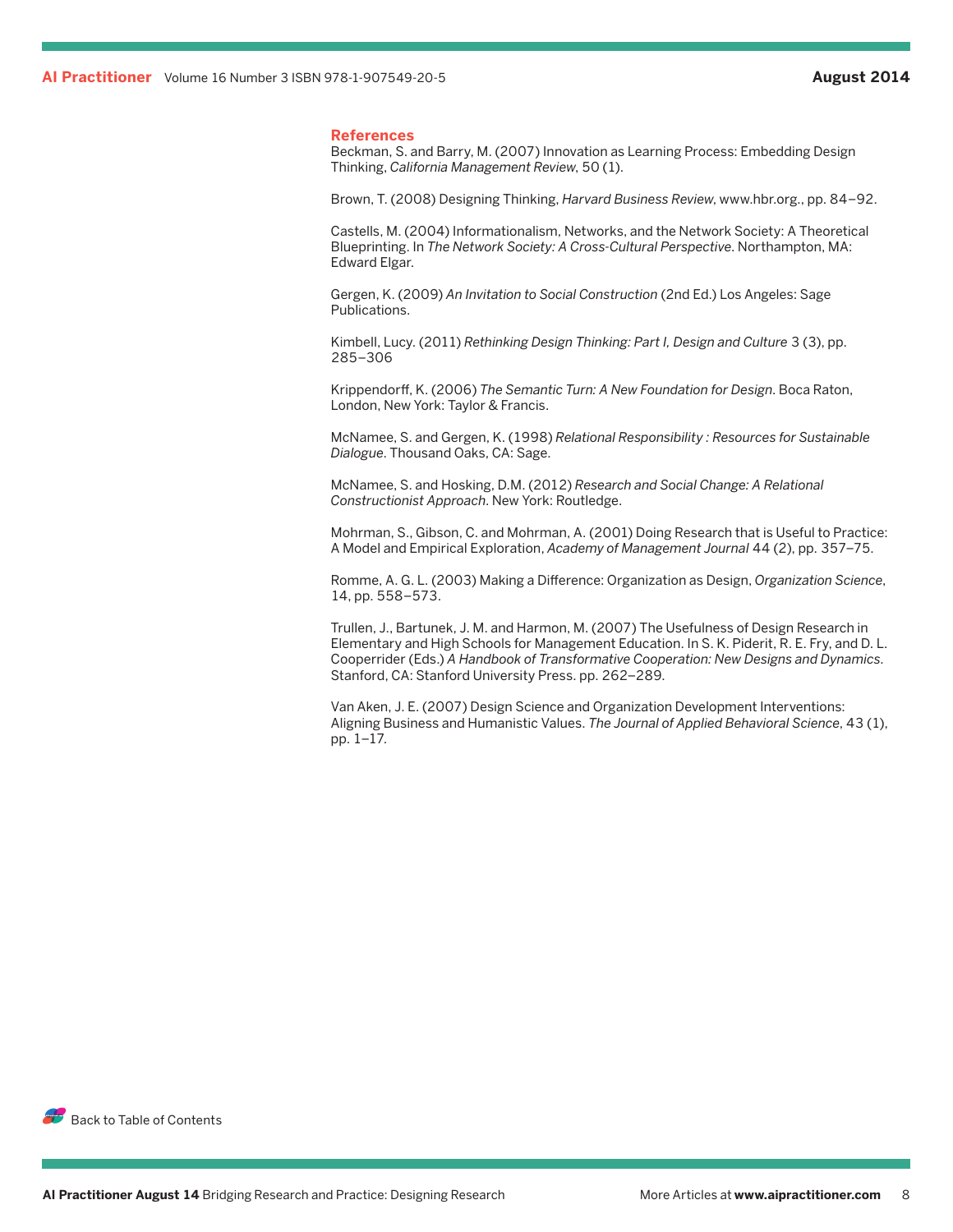## References

Beckman, S. and Barry, M. (2007) Innovation as Learning Process: Embedding Design Thinking, *California Management Review*, 50 (1).

Brown, T. (2008) Designing Thinking, *Harvard Business Review*, www.hbr.org., pp. 84–92.

Castells, M. (2004) Informationalism, Networks, and the Network Society: A Theoretical Blueprinting. In *The Network Society: A Cross-Cultural Perspective*. Northampton, MA: Edward Elgar.

Gergen, K. (2009) *An Invitation to Social Construction* (2nd Ed.) Los Angeles: Sage Publications.

Kimbell, Lucy. (2011) *Rethinking Design Thinking: Part I, Design and Culture* 3 (3), pp. 285–306

Krippendorff, K. (2006) *The Semantic Turn: A New Foundation for Design*. Boca Raton, London, New York: Taylor & Francis.

McNamee, S. and Gergen, K. (1998) *Relational Responsibility : Resources for Sustainable Dialogue*. Thousand Oaks, CA: Sage.

McNamee, S. and Hosking, D.M. (2012) *Research and Social Change: A Relational Constructionist Approach*. New York: Routledge.

Mohrman, S., Gibson, C. and Mohrman, A. (2001) Doing Research that is Useful to Practice: A Model and Empirical Exploration, *Academy of Management Journal* 44 (2), pp. 357–75.

Romme, A. G. L. (2003) Making a Difference: Organization as Design, *Organization Science*, 14, pp. 558–573.

Trullen, J., Bartunek, J. M. and Harmon, M. (2007) The Usefulness of Design Research in Elementary and High Schools for Management Education. In S. K. Piderit, R. E. Fry, and D. L. Cooperrider (Eds.) *A Handbook of Transformative Cooperation: New Designs and Dynamics*. Stanford, CA: Stanford University Press. pp. 262–289.

Van Aken, J. E. (2007) Design Science and Organization Development Interventions: Aligning Business and Humanistic Values. *The Journal of Applied Behavioral Science*, 43 (1), pp. 1–17.

Back to Table of Contents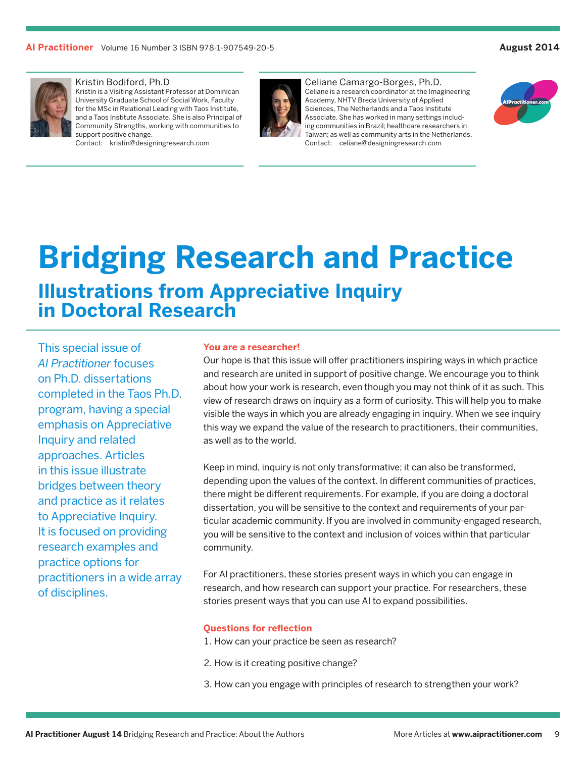Kristin Bodiford, Ph.D
Kristin is a Visiting Assistant Professor at Dominican University Graduate School of Social Work, Faculty for the MSc in Relational Leading with Taos Institute, and a Taos Institute Associate. She is also Principal of Community Strengths, working with communities to support positive change.
Contact: kristin@designingresearch.com

Celiane Camargo-Borges, Ph.D.
Celiane is a research coordinator at the Imagineering Academy, NHTV Breda University of Applied Sciences, The Netherlands and a Taos Institute Associate. She has worked in many settings including communities in Brazil; healthcare researchers in Taiwan; as well as community arts in the Netherlands.
Contact: celiane@designingresearch.com

# Bridging Research and Practice

## Illustrations from Appreciative Inquiry in Doctoral Research

This special issue of *AI Practitioner* focuses on Ph.D. dissertations completed in the Taos Ph.D. program, having a special emphasis on Appreciative Inquiry and related approaches. Articles in this issue illustrate bridges between theory and practice as it relates to Appreciative Inquiry. It is focused on providing research examples and practice options for practitioners in a wide array of disciplines.

### You are a researcher!

Our hope is that this issue will offer practitioners inspiring ways in which practice and research are united in support of positive change. We encourage you to think about how your work is research, even though you may not think of it as such. This view of research draws on inquiry as a form of curiosity. This will help you to make visible the ways in which you are already engaging in inquiry. When we see inquiry this way we expand the value of the research to practitioners, their communities, as well as to the world.

Keep in mind, inquiry is not only transformative; it can also be transformed, depending upon the values of the context. In different communities of practices, there might be different requirements. For example, if you are doing a doctoral dissertation, you will be sensitive to the context and requirements of your particular academic community. If you are involved in community-engaged research, you will be sensitive to the context and inclusion of voices within that particular community.

For AI practitioners, these stories present ways in which you can engage in research, and how research can support your practice. For researchers, these stories present ways that you can use AI to expand possibilities.

### Questions for reflection

1. How can your practice be seen as research?
2. How is it creating positive change?
3. How can you engage with principles of research to strengthen your work?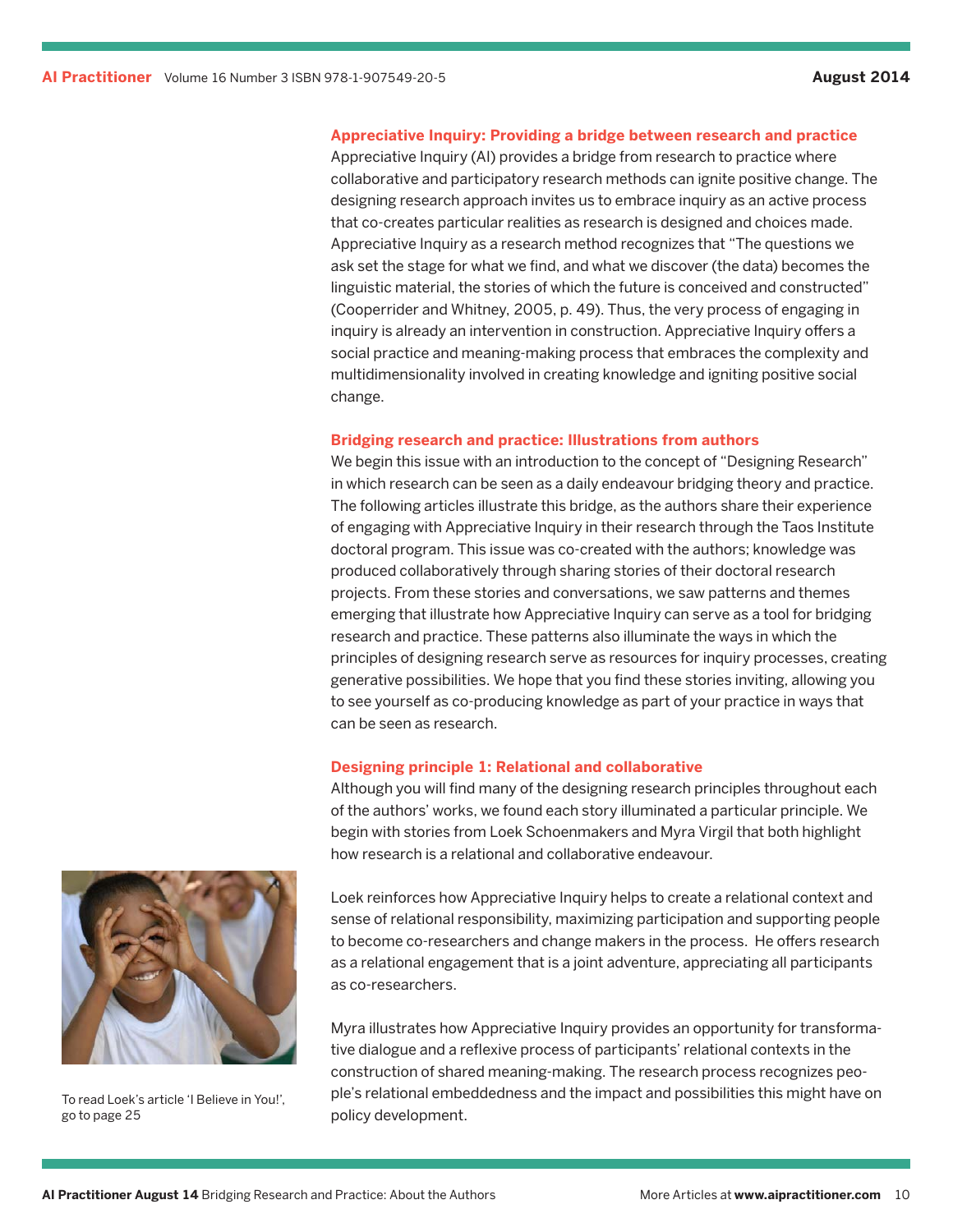## Appreciative Inquiry: Providing a bridge between research and practice

Appreciative Inquiry (AI) provides a bridge from research to practice where collaborative and participatory research methods can ignite positive change. The designing research approach invites us to embrace inquiry as an active process that co-creates particular realities as research is designed and choices made. Appreciative Inquiry as a research method recognizes that "The questions we ask set the stage for what we find, and what we discover (the data) becomes the linguistic material, the stories of which the future is conceived and constructed" (Cooperrider and Whitney, 2005, p. 49). Thus, the very process of engaging in inquiry is already an intervention in construction. Appreciative Inquiry offers a social practice and meaning-making process that embraces the complexity and multidimensionality involved in creating knowledge and igniting positive social change.

## Bridging research and practice: Illustrations from authors

We begin this issue with an introduction to the concept of "Designing Research" in which research can be seen as a daily endeavour bridging theory and practice. The following articles illustrate this bridge, as the authors share their experience of engaging with Appreciative Inquiry in their research through the Taos Institute doctoral program. This issue was co-created with the authors; knowledge was produced collaboratively through sharing stories of their doctoral research projects. From these stories and conversations, we saw patterns and themes emerging that illustrate how Appreciative Inquiry can serve as a tool for bridging research and practice. These patterns also illuminate the ways in which the principles of designing research serve as resources for inquiry processes, creating generative possibilities. We hope that you find these stories inviting, allowing you to see yourself as co-producing knowledge as part of your practice in ways that can be seen as research.

## Designing principle 1: Relational and collaborative

Although you will find many of the designing research principles throughout each of the authors' works, we found each story illuminated a particular principle. We begin with stories from Loek Schoenmakers and Myra Virgil that both highlight how research is a relational and collaborative endeavour.

Loek reinforces how Appreciative Inquiry helps to create a relational context and sense of relational responsibility, maximizing participation and supporting people to become co-researchers and change makers in the process. He offers research as a relational engagement that is a joint adventure, appreciating all participants as co-researchers.

Myra illustrates how Appreciative Inquiry provides an opportunity for transformative dialogue and a reflexive process of participants' relational contexts in the construction of shared meaning-making. The research process recognizes people's relational embeddedness and the impact and possibilities this might have on policy development.

To read Loek's article 'I Believe in You!', go to page 25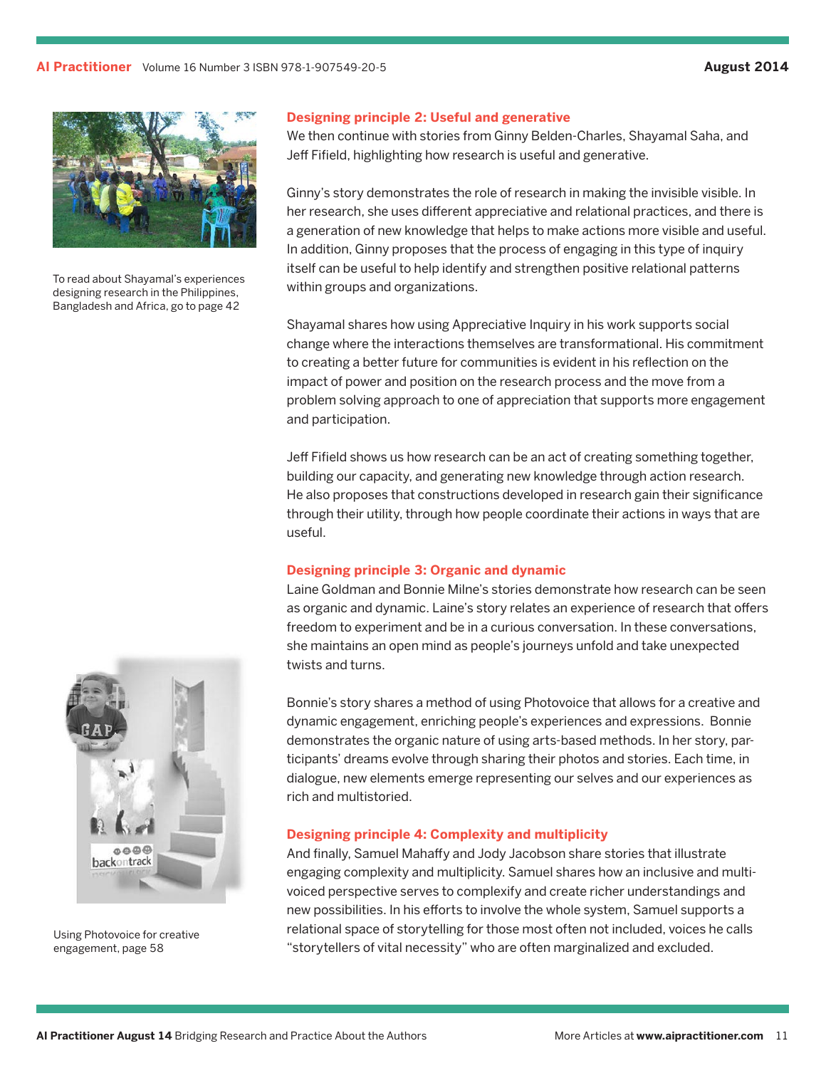To read about Shayamal's experiences designing research in the Philippines, Bangladesh and Africa, go to page 42

### Designing principle 2: Useful and generative

We then continue with stories from Ginny Belden-Charles, Shayamal Saha, and Jeff Fifield, highlighting how research is useful and generative.

Ginny's story demonstrates the role of research in making the invisible visible. In her research, she uses different appreciative and relational practices, and there is a generation of new knowledge that helps to make actions more visible and useful. In addition, Ginny proposes that the process of engaging in this type of inquiry itself can be useful to help identify and strengthen positive relational patterns within groups and organizations.

Shayamal shares how using Appreciative Inquiry in his work supports social change where the interactions themselves are transformational. His commitment to creating a better future for communities is evident in his reflection on the impact of power and position on the research process and the move from a problem solving approach to one of appreciation that supports more engagement and participation.

Jeff Fifield shows us how research can be an act of creating something together, building our capacity, and generating new knowledge through action research. He also proposes that constructions developed in research gain their significance through their utility, through how people coordinate their actions in ways that are useful.

### Designing principle 3: Organic and dynamic

Laine Goldman and Bonnie Milne's stories demonstrate how research can be seen as organic and dynamic. Laine's story relates an experience of research that offers freedom to experiment and be in a curious conversation. In these conversations, she maintains an open mind as people's journeys unfold and take unexpected twists and turns.

Bonnie's story shares a method of using Photovoice that allows for a creative and dynamic engagement, enriching people's experiences and expressions. Bonnie demonstrates the organic nature of using arts-based methods. In her story, participants' dreams evolve through sharing their photos and stories. Each time, in dialogue, new elements emerge representing our selves and our experiences as rich and multistoried.

Using Photovoice for creative engagement, page 58

### Designing principle 4: Complexity and multiplicity

And finally, Samuel Mahaffy and Jody Jacobson share stories that illustrate engaging complexity and multiplicity. Samuel shares how an inclusive and multi-voiced perspective serves to complexify and create richer understandings and new possibilities. In his efforts to involve the whole system, Samuel supports a relational space of storytelling for those most often not included, voices he calls "storytellers of vital necessity" who are often marginalized and excluded.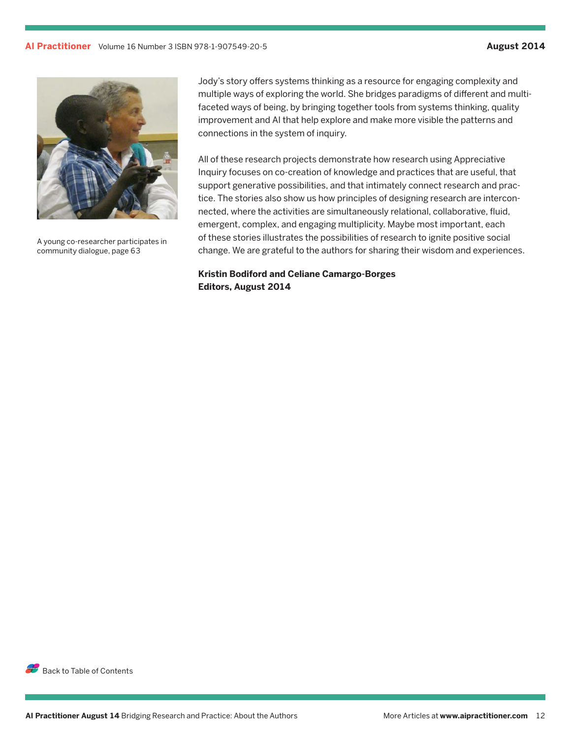A young co-researcher participates in community dialogue, page 63

Jody's story offers systems thinking as a resource for engaging complexity and multiple ways of exploring the world. She bridges paradigms of different and multi-faceted ways of being, by bringing together tools from systems thinking, quality improvement and AI that help explore and make more visible the patterns and connections in the system of inquiry.

All of these research projects demonstrate how research using Appreciative Inquiry focuses on co-creation of knowledge and practices that are useful, that support generative possibilities, and that intimately connect research and practice. The stories also show us how principles of designing research are interconnected, where the activities are simultaneously relational, collaborative, fluid, emergent, complex, and engaging multiplicity. Maybe most important, each of these stories illustrates the possibilities of research to ignite positive social change. We are grateful to the authors for sharing their wisdom and experiences.

**Kristin Bodiford and Celiane Camargo-Borges**
**Editors, August 2014**

Back to Table of Contents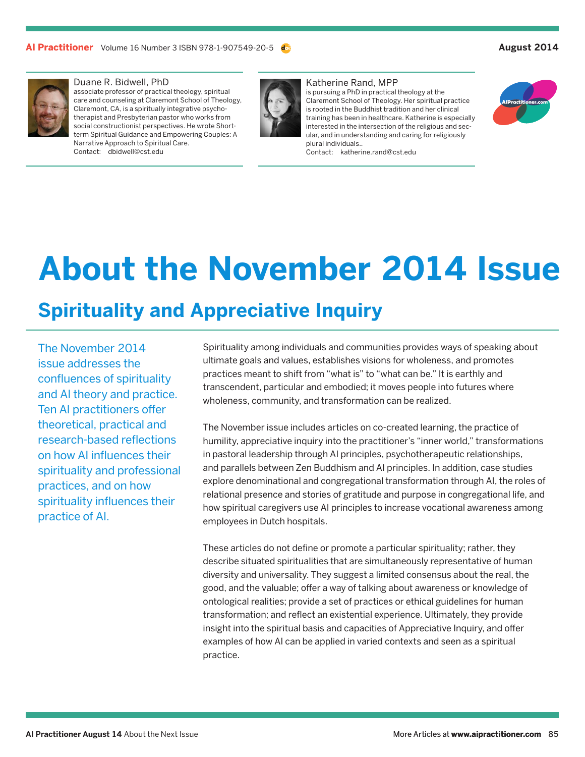Duane R. Bidwell, PhD
associate professor of practical theology, spiritual care and counseling at Claremont School of Theology, Claremont, CA, is a spiritually integrative psychotherapist and Presbyterian pastor who works from social constructionist perspectives. He wrote Short-term Spiritual Guidance and Empowering Couples: A Narrative Approach to Spiritual Care.
Contact: dbidwell@cst.edu

Katherine Rand, MPP
is pursuing a PhD in practical theology at the Claremont School of Theology. Her spiritual practice is rooted in the Buddhist tradition and her clinical training has been in healthcare. Katherine is especially interested in the intersection of the religious and secular, and in understanding and caring for religiously plural individuals..
Contact: katherine.rand@cst.edu

# About the November 2014 Issue

## Spirituality and Appreciative Inquiry

The November 2014 issue addresses the confluences of spirituality and AI theory and practice. Ten AI practitioners offer theoretical, practical and research-based reflections on how AI influences their spirituality and professional practices, and on how spirituality influences their practice of AI.

Spirituality among individuals and communities provides ways of speaking about ultimate goals and values, establishes visions for wholeness, and promotes practices meant to shift from "what is" to "what can be." It is earthly and transcendent, particular and embodied; it moves people into futures where wholeness, community, and transformation can be realized.

The November issue includes articles on co-created learning, the practice of humility, appreciative inquiry into the practitioner's "inner world," transformations in pastoral leadership through AI principles, psychotherapeutic relationships, and parallels between Zen Buddhism and AI principles. In addition, case studies explore denominational and congregational transformation through AI, the roles of relational presence and stories of gratitude and purpose in congregational life, and how spiritual caregivers use AI principles to increase vocational awareness among employees in Dutch hospitals.

These articles do not define or promote a particular spirituality; rather, they describe situated spiritualities that are simultaneously representative of human diversity and universality. They suggest a limited consensus about the real, the good, and the valuable; offer a way of talking about awareness or knowledge of ontological realities; provide a set of practices or ethical guidelines for human transformation; and reflect an existential experience. Ultimately, they provide insight into the spiritual basis and capacities of Appreciative Inquiry, and offer examples of how AI can be applied in varied contexts and seen as a spiritual practice.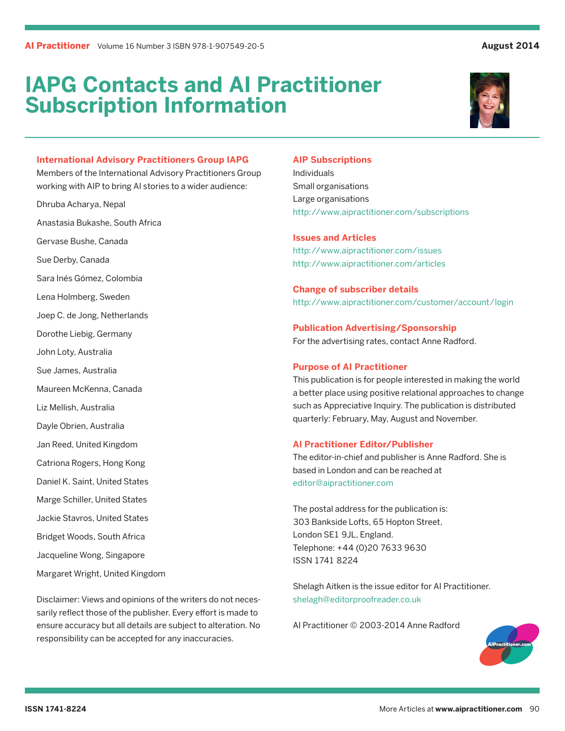# IAPG Contacts and AI Practitioner Subscription Information

## International Advisory Practitioners Group IAPG

Members of the International Advisory Practitioners Group working with AIP to bring AI stories to a wider audience:

Dhruba Acharya, Nepal

Anastasia Bukashe, South Africa

Gervase Bushe, Canada

Sue Derby, Canada

Sara Inés Gómez, Colombia

Lena Holmberg, Sweden

Joep C. de Jong, Netherlands

Dorothe Liebig, Germany

John Loty, Australia

Sue James, Australia

Maureen McKenna, Canada

Liz Mellish, Australia

Dayle Obrien, Australia

Jan Reed, United Kingdom

Catriona Rogers, Hong Kong

Daniel K. Saint, United States

Marge Schiller, United States

Jackie Stavros, United States

Bridget Woods, South Africa

Jacqueline Wong, Singapore

Margaret Wright, United Kingdom

Disclaimer: Views and opinions of the writers do not necessarily reflect those of the publisher. Every effort is made to ensure accuracy but all details are subject to alteration. No responsibility can be accepted for any inaccuracies.

## AIP Subscriptions

Individuals
Small organisations
Large organisations
http://www.aipractitioner.com/subscriptions

## Issues and Articles

http://www.aipractitioner.com/issues
http://www.aipractitioner.com/articles

## Change of subscriber details

http://www.aipractitioner.com/customer/account/login

## Publication Advertising/Sponsorship

For the advertising rates, contact Anne Radford.

## Purpose of AI Practitioner

This publication is for people interested in making the world a better place using positive relational approaches to change such as Appreciative Inquiry. The publication is distributed quarterly: February, May, August and November.

## AI Practitioner Editor/Publisher

The editor-in-chief and publisher is Anne Radford. She is based in London and can be reached at editor@aipractitioner.com

The postal address for the publication is:
303 Bankside Lofts, 65 Hopton Street,
London SE1 9JL, England.
Telephone: +44 (0)20 7633 9630
ISSN 1741 8224

Shelagh Aitken is the issue editor for AI Practitioner.
shelagh@editorproofreader.co.uk

AI Practitioner © 2003-2014 Anne Radford